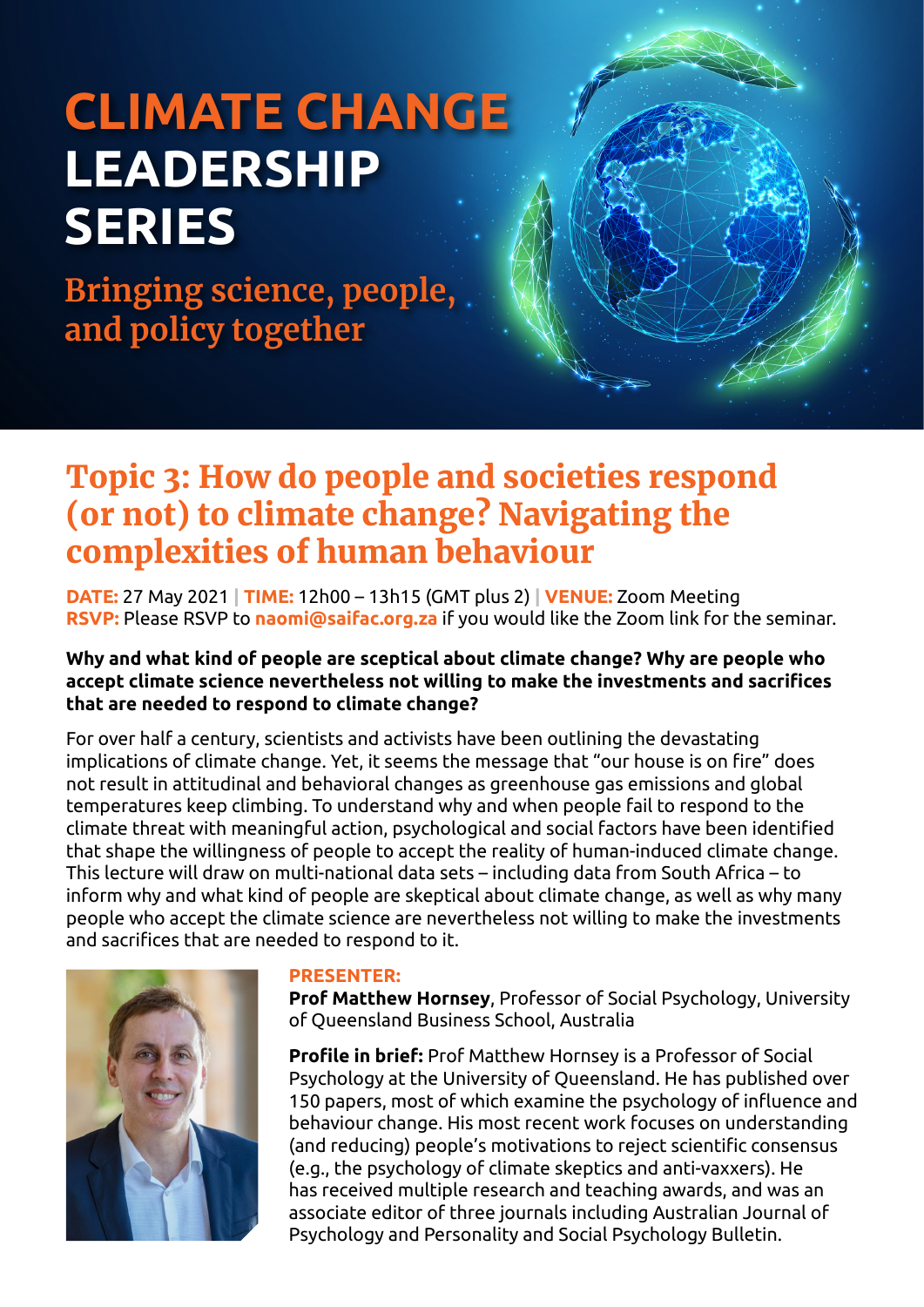# CLIMATE CHANGE LEADERSHIP SERIES

## Bringing science, people, and policy together

## Topic 3: How do people and societies respond (or not) to climate change? Navigating the complexities of human behaviour

**DATE:** 27 May 2021 | **TIME:** 12h00 – 13h15 (GMT plus 2) | **VENUE:** Zoom Meeting
**RSVP:** Please RSVP to **naomi@saifac.org.za** if you would like the Zoom link for the seminar.

**Why and what kind of people are sceptical about climate change? Why are people who accept climate science nevertheless not willing to make the investments and sacrifices that are needed to respond to climate change?**

For over half a century, scientists and activists have been outlining the devastating implications of climate change. Yet, it seems the message that "our house is on fire" does not result in attitudinal and behavioral changes as greenhouse gas emissions and global temperatures keep climbing. To understand why and when people fail to respond to the climate threat with meaningful action, psychological and social factors have been identified that shape the willingness of people to accept the reality of human-induced climate change. This lecture will draw on multi-national data sets – including data from South Africa – to inform why and what kind of people are skeptical about climate change, as well as why many people who accept the climate science are nevertheless not willing to make the investments and sacrifices that are needed to respond to it.

**PRESENTER:**
**Prof Matthew Hornsey**, Professor of Social Psychology, University of Queensland Business School, Australia

**Profile in brief:** Prof Matthew Hornsey is a Professor of Social Psychology at the University of Queensland. He has published over 150 papers, most of which examine the psychology of influence and behaviour change. His most recent work focuses on understanding (and reducing) people's motivations to reject scientific consensus (e.g., the psychology of climate skeptics and anti-vaxxers). He has received multiple research and teaching awards, and was an associate editor of three journals including Australian Journal of Psychology and Personality and Social Psychology Bulletin.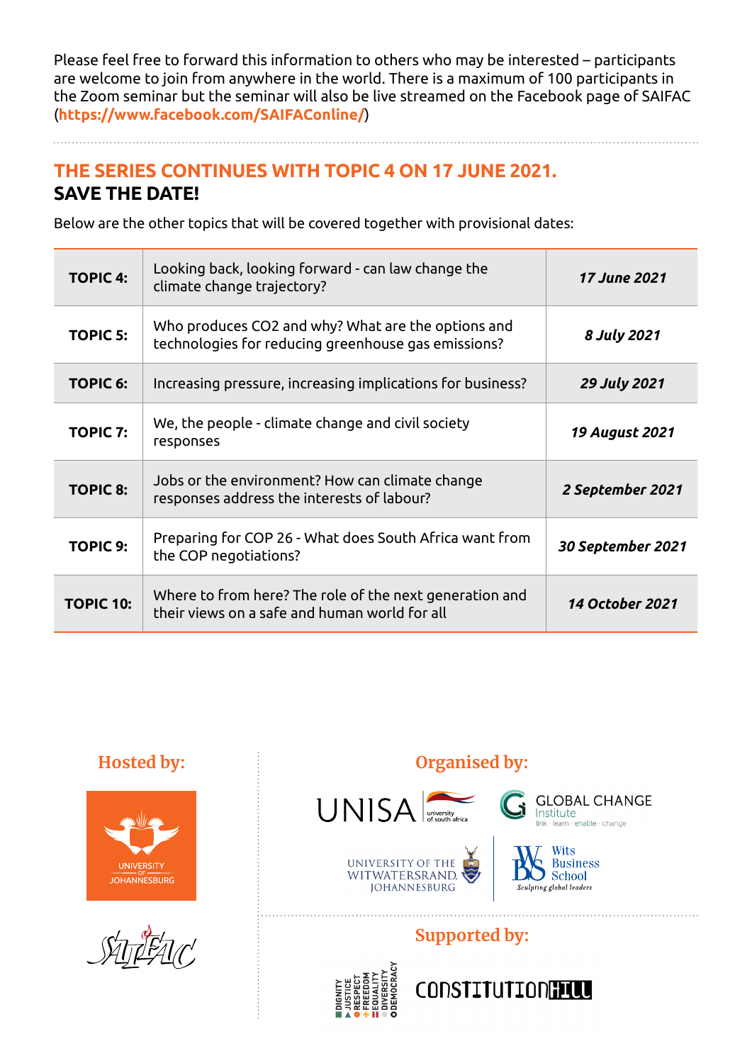Please feel free to forward this information to others who may be interested – participants are welcome to join from anywhere in the world. There is a maximum of 100 participants in the Zoom seminar but the seminar will also be live streamed on the Facebook page of SAIFAC (**https://www.facebook.com/SAIFAConline/**)

## THE SERIES CONTINUES WITH TOPIC 4 ON 17 JUNE 2021.
## SAVE THE DATE!

Below are the other topics that will be covered together with provisional dates:

| | | |
|---|---|---|
| **TOPIC 4:** | Looking back, looking forward - can law change the climate change trajectory? | ***17 June 2021*** |
| **TOPIC 5:** | Who produces CO2 and why? What are the options and technologies for reducing greenhouse gas emissions? | ***8 July 2021*** |
| **TOPIC 6:** | Increasing pressure, increasing implications for business? | ***29 July 2021*** |
| **TOPIC 7:** | We, the people - climate change and civil society responses | ***19 August 2021*** |
| **TOPIC 8:** | Jobs or the environment? How can climate change responses address the interests of labour? | ***2 September 2021*** |
| **TOPIC 9:** | Preparing for COP 26 - What does South Africa want from the COP negotiations? | ***30 September 2021*** |
| **TOPIC 10:** | Where to from here? The role of the next generation and their views on a safe and human world for all | ***14 October 2021*** |

**Hosted by:**

UNIVERSITY OF JOHANNESBURG

SAIFAC

**Organised by:**

UNISA university of south africa

GLOBAL CHANGE Institute link · learn · enable · change

UNIVERSITY OF THE WITWATERSRAND, JOHANNESBURG

Wits Business School — Sculpting global leaders

**Supported by:**

DIGNITY JUSTICE RESPECT FREEDOM EQUALITY DIVERSITY DEMOCRACY

CONSTITUTION HILL